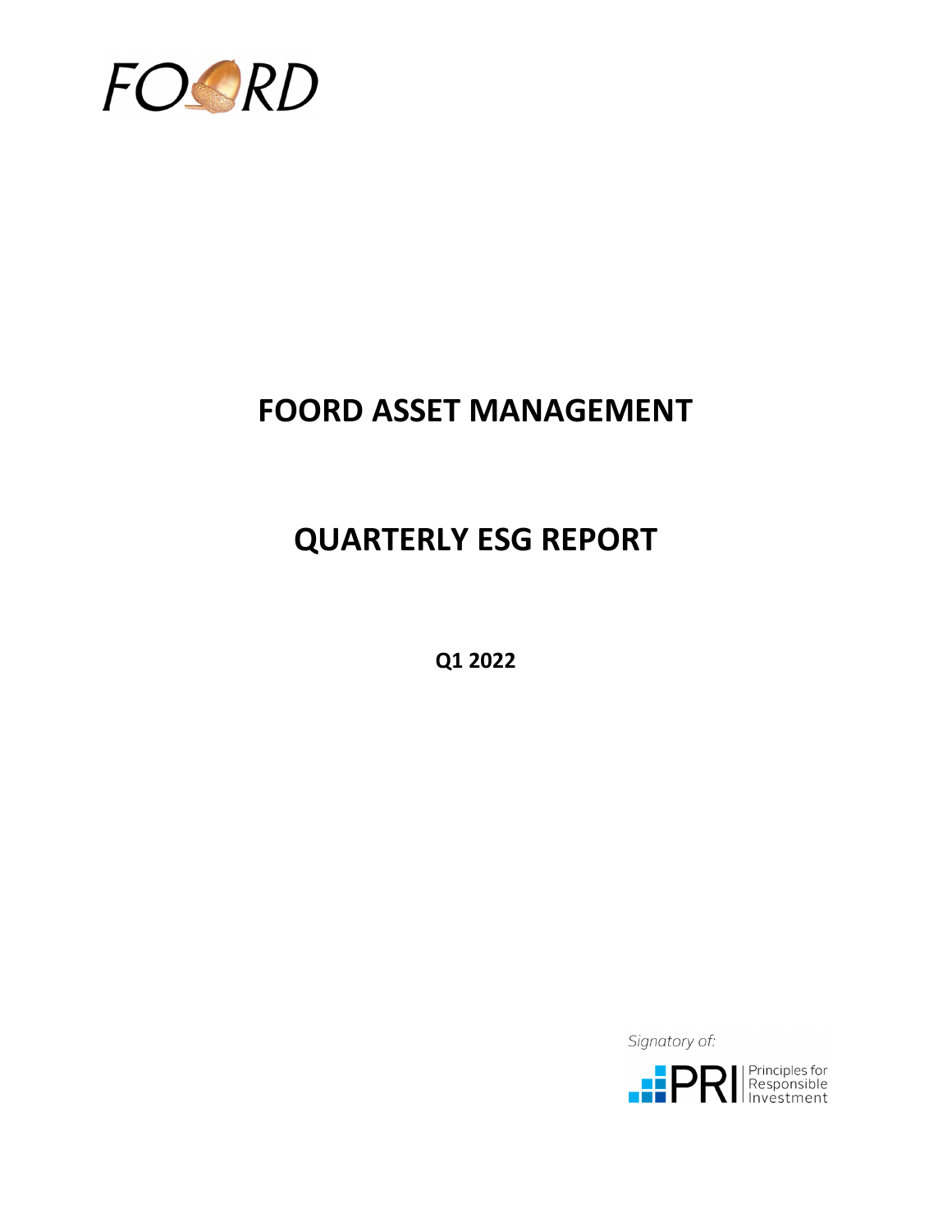FOORD

# FOORD ASSET MANAGEMENT

# QUARTERLY ESG REPORT

**Q1 2022**

*Signatory of:*

PRI Principles for Responsible Investment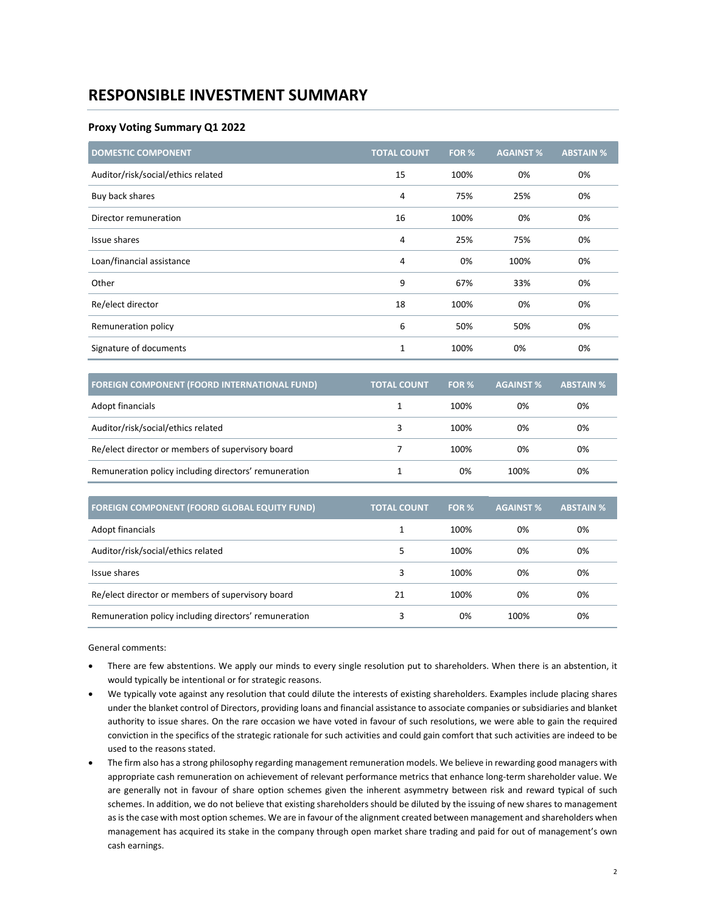# RESPONSIBLE INVESTMENT SUMMARY

### Proxy Voting Summary Q1 2022

| DOMESTIC COMPONENT | TOTAL COUNT | FOR % | AGAINST % | ABSTAIN % |
|---|---|---|---|---|
| Auditor/risk/social/ethics related | 15 | 100% | 0% | 0% |
| Buy back shares | 4 | 75% | 25% | 0% |
| Director remuneration | 16 | 100% | 0% | 0% |
| Issue shares | 4 | 25% | 75% | 0% |
| Loan/financial assistance | 4 | 0% | 100% | 0% |
| Other | 9 | 67% | 33% | 0% |
| Re/elect director | 18 | 100% | 0% | 0% |
| Remuneration policy | 6 | 50% | 50% | 0% |
| Signature of documents | 1 | 100% | 0% | 0% |

| FOREIGN COMPONENT (FOORD INTERNATIONAL FUND) | TOTAL COUNT | FOR % | AGAINST % | ABSTAIN % |
|---|---|---|---|---|
| Adopt financials | 1 | 100% | 0% | 0% |
| Auditor/risk/social/ethics related | 3 | 100% | 0% | 0% |
| Re/elect director or members of supervisory board | 7 | 100% | 0% | 0% |
| Remuneration policy including directors' remuneration | 1 | 0% | 100% | 0% |

| FOREIGN COMPONENT (FOORD GLOBAL EQUITY FUND) | TOTAL COUNT | FOR % | AGAINST % | ABSTAIN % |
|---|---|---|---|---|
| Adopt financials | 1 | 100% | 0% | 0% |
| Auditor/risk/social/ethics related | 5 | 100% | 0% | 0% |
| Issue shares | 3 | 100% | 0% | 0% |
| Re/elect director or members of supervisory board | 21 | 100% | 0% | 0% |
| Remuneration policy including directors' remuneration | 3 | 0% | 100% | 0% |

General comments:

- There are few abstentions. We apply our minds to every single resolution put to shareholders. When there is an abstention, it would typically be intentional or for strategic reasons.
- We typically vote against any resolution that could dilute the interests of existing shareholders. Examples include placing shares under the blanket control of Directors, providing loans and financial assistance to associate companies or subsidiaries and blanket authority to issue shares. On the rare occasion we have voted in favour of such resolutions, we were able to gain the required conviction in the specifics of the strategic rationale for such activities and could gain comfort that such activities are indeed to be used to the reasons stated.
- The firm also has a strong philosophy regarding management remuneration models. We believe in rewarding good managers with appropriate cash remuneration on achievement of relevant performance metrics that enhance long-term shareholder value. We are generally not in favour of share option schemes given the inherent asymmetry between risk and reward typical of such schemes. In addition, we do not believe that existing shareholders should be diluted by the issuing of new shares to management as is the case with most option schemes. We are in favour of the alignment created between management and shareholders when management has acquired its stake in the company through open market share trading and paid for out of management's own cash earnings.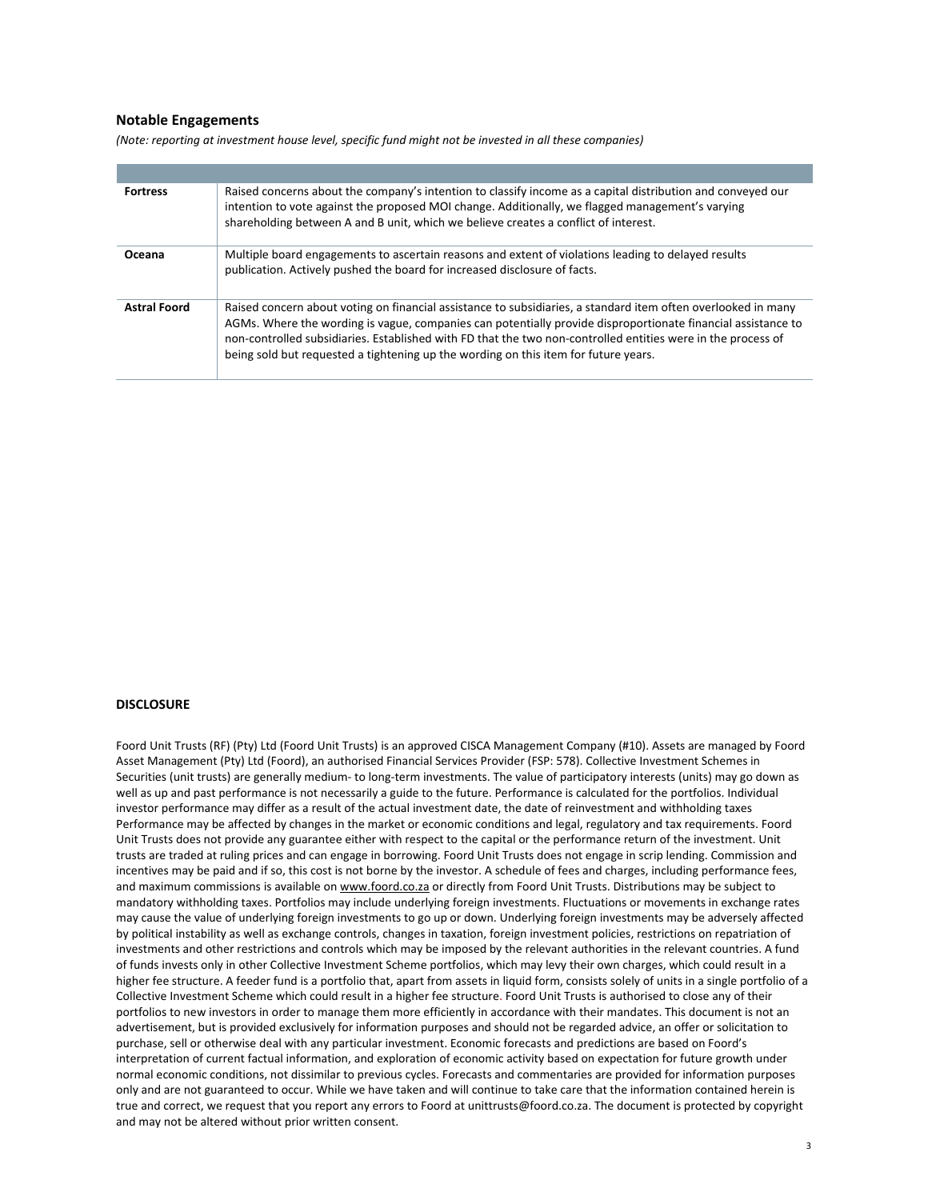### Notable Engagements

*(Note: reporting at investment house level, specific fund might not be invested in all these companies)*

| | |
|---|---|
| **Fortress** | Raised concerns about the company's intention to classify income as a capital distribution and conveyed our intention to vote against the proposed MOI change. Additionally, we flagged management's varying shareholding between A and B unit, which we believe creates a conflict of interest. |
| **Oceana** | Multiple board engagements to ascertain reasons and extent of violations leading to delayed results publication. Actively pushed the board for increased disclosure of facts. |
| **Astral Foord** | Raised concern about voting on financial assistance to subsidiaries, a standard item often overlooked in many AGMs. Where the wording is vague, companies can potentially provide disproportionate financial assistance to non-controlled subsidiaries. Established with FD that the two non-controlled entities were in the process of being sold but requested a tightening up the wording on this item for future years. |

**DISCLOSURE**

Foord Unit Trusts (RF) (Pty) Ltd (Foord Unit Trusts) is an approved CISCA Management Company (#10). Assets are managed by Foord Asset Management (Pty) Ltd (Foord), an authorised Financial Services Provider (FSP: 578). Collective Investment Schemes in Securities (unit trusts) are generally medium- to long-term investments. The value of participatory interests (units) may go down as well as up and past performance is not necessarily a guide to the future. Performance is calculated for the portfolios. Individual investor performance may differ as a result of the actual investment date, the date of reinvestment and withholding taxes Performance may be affected by changes in the market or economic conditions and legal, regulatory and tax requirements. Foord Unit Trusts does not provide any guarantee either with respect to the capital or the performance return of the investment. Unit trusts are traded at ruling prices and can engage in borrowing. Foord Unit Trusts does not engage in scrip lending. Commission and incentives may be paid and if so, this cost is not borne by the investor. A schedule of fees and charges, including performance fees, and maximum commissions is available on www.foord.co.za or directly from Foord Unit Trusts. Distributions may be subject to mandatory withholding taxes. Portfolios may include underlying foreign investments. Fluctuations or movements in exchange rates may cause the value of underlying foreign investments to go up or down. Underlying foreign investments may be adversely affected by political instability as well as exchange controls, changes in taxation, foreign investment policies, restrictions on repatriation of investments and other restrictions and controls which may be imposed by the relevant authorities in the relevant countries. A fund of funds invests only in other Collective Investment Scheme portfolios, which may levy their own charges, which could result in a higher fee structure. A feeder fund is a portfolio that, apart from assets in liquid form, consists solely of units in a single portfolio of a Collective Investment Scheme which could result in a higher fee structure. Foord Unit Trusts is authorised to close any of their portfolios to new investors in order to manage them more efficiently in accordance with their mandates. This document is not an advertisement, but is provided exclusively for information purposes and should not be regarded advice, an offer or solicitation to purchase, sell or otherwise deal with any particular investment. Economic forecasts and predictions are based on Foord's interpretation of current factual information, and exploration of economic activity based on expectation for future growth under normal economic conditions, not dissimilar to previous cycles. Forecasts and commentaries are provided for information purposes only and are not guaranteed to occur. While we have taken and will continue to take care that the information contained herein is true and correct, we request that you report any errors to Foord at unittrusts@foord.co.za. The document is protected by copyright and may not be altered without prior written consent.